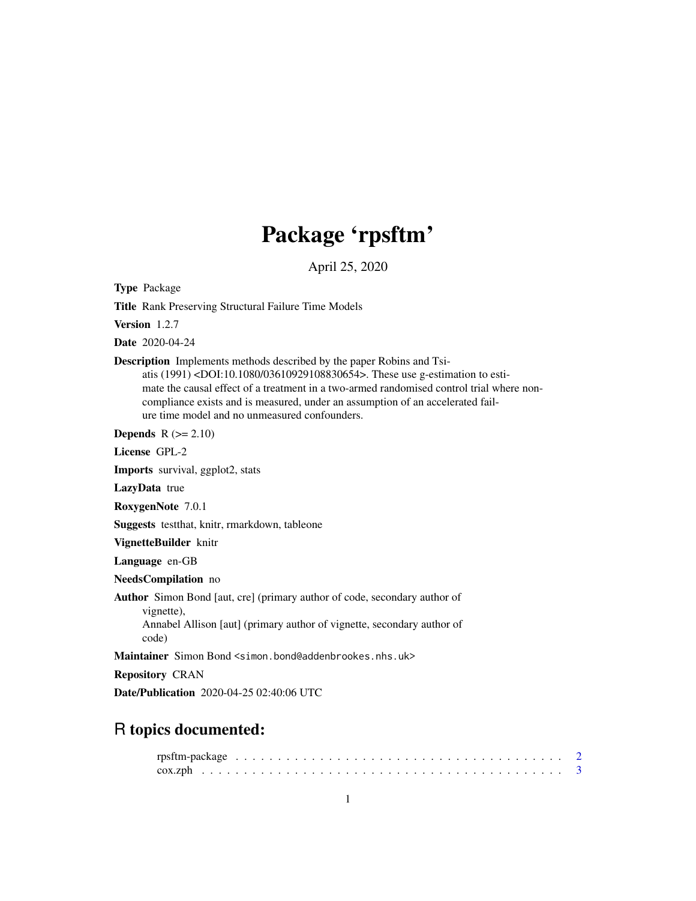# Package 'rpsftm'

April 25, 2020

**Type** Package

**Title** Rank Preserving Structural Failure Time Models

**Version** 1.2.7

**Date** 2020-04-24

**Description** Implements methods described by the paper Robins and Tsiatis (1991) <DOI:10.1080/03610929108830654>. These use g-estimation to estimate the causal effect of a treatment in a two-armed randomised control trial where non-compliance exists and is measured, under an assumption of an accelerated failure time model and no unmeasured confounders.

**Depends** R (>= 2.10)

**License** GPL-2

**Imports** survival, ggplot2, stats

**LazyData** true

**RoxygenNote** 7.0.1

**Suggests** testthat, knitr, rmarkdown, tableone

**VignetteBuilder** knitr

**Language** en-GB

**NeedsCompilation** no

**Author** Simon Bond [aut, cre] (primary author of code, secondary author of vignette),
Annabel Allison [aut] (primary author of vignette, secondary author of code)

**Maintainer** Simon Bond <simon.bond@addenbrookes.nhs.uk>

**Repository** CRAN

**Date/Publication** 2020-04-25 02:40:06 UTC

## R topics documented:

rpsftm-package . . . . . . . . . . . . . . . . . . . . . . . . . . . . . . . . . . . . . . 2
cox.zph . . . . . . . . . . . . . . . . . . . . . . . . . . . . . . . . . . . . . . . . . . 3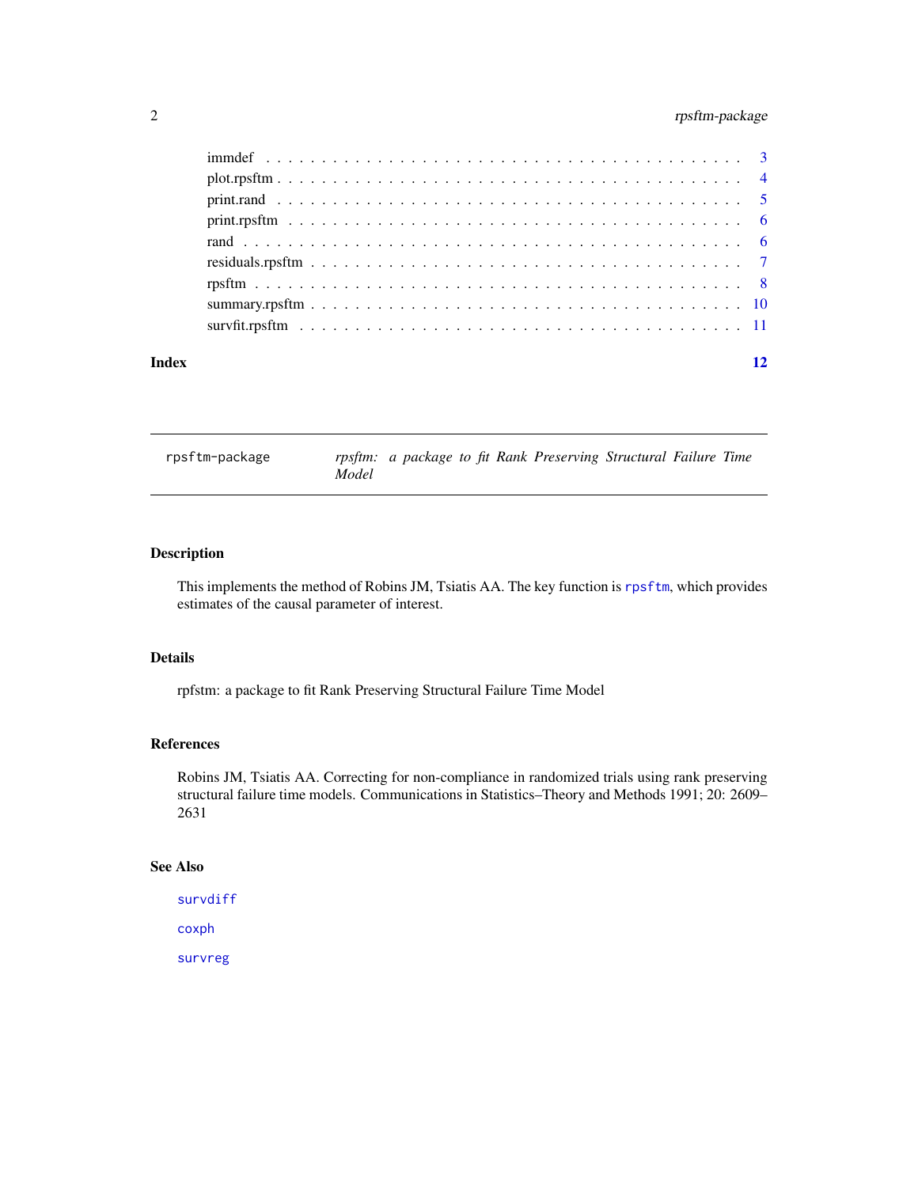| | |
|---|---|
| immdef | 3 |
| plot.rpsftm | 4 |
| print.rand | 5 |
| print.rpsftm | 6 |
| rand | 6 |
| residuals.rpsftm | 7 |
| rpsftm | 8 |
| summary.rpsftm | 10 |
| survfit.rpsftm | 11 |
| **Index** | **12** |

---

`rpsftm-package` *rpsftm: a package to fit Rank Preserving Structural Failure Time Model*

---

## Description

This implements the method of Robins JM, Tsiatis AA. The key function is `rpsftm`, which provides estimates of the causal parameter of interest.

## Details

rpfstm: a package to fit Rank Preserving Structural Failure Time Model

## References

Robins JM, Tsiatis AA. Correcting for non-compliance in randomized trials using rank preserving structural failure time models. Communications in Statistics–Theory and Methods 1991; 20: 2609–2631

## See Also

`survdiff`

`coxph`

`survreg`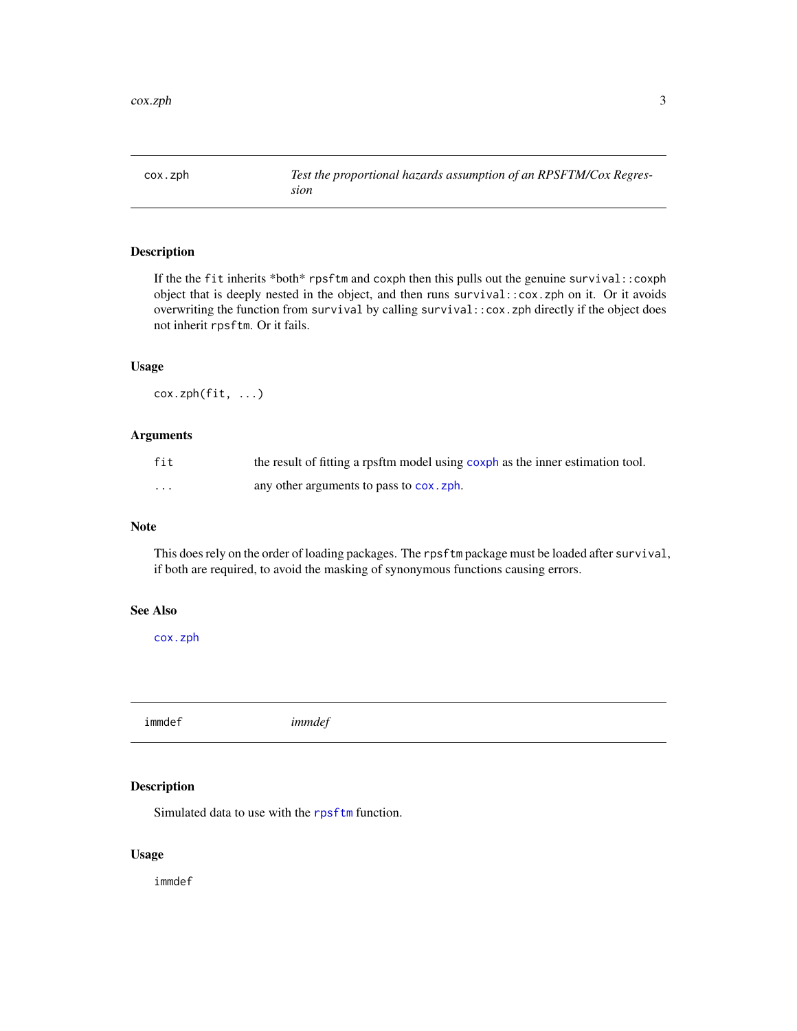## cox.zph — *Test the proportional hazards assumption of an RPSFTM/Cox Regression*

### Description

If the the `fit` inherits *both* `rpsftm` and `coxph` then this pulls out the genuine `survival::coxph` object that is deeply nested in the object, and then runs `survival::cox.zph` on it. Or it avoids overwriting the function from `survival` by calling `survival::cox.zph` directly if the object does not inherit `rpsftm`. Or it fails.

### Usage

```
cox.zph(fit, ...)
```

### Arguments

| | |
|---|---|
| `fit` | the result of fitting a rpsftm model using `coxph` as the inner estimation tool. |
| `...` | any other arguments to pass to `cox.zph`. |

### Note

This does rely on the order of loading packages. The `rpsftm` package must be loaded after `survival`, if both are required, to avoid the masking of synonymous functions causing errors.

### See Also

`cox.zph`

## immdef — *immdef*

### Description

Simulated data to use with the `rpsftm` function.

### Usage

```
immdef
```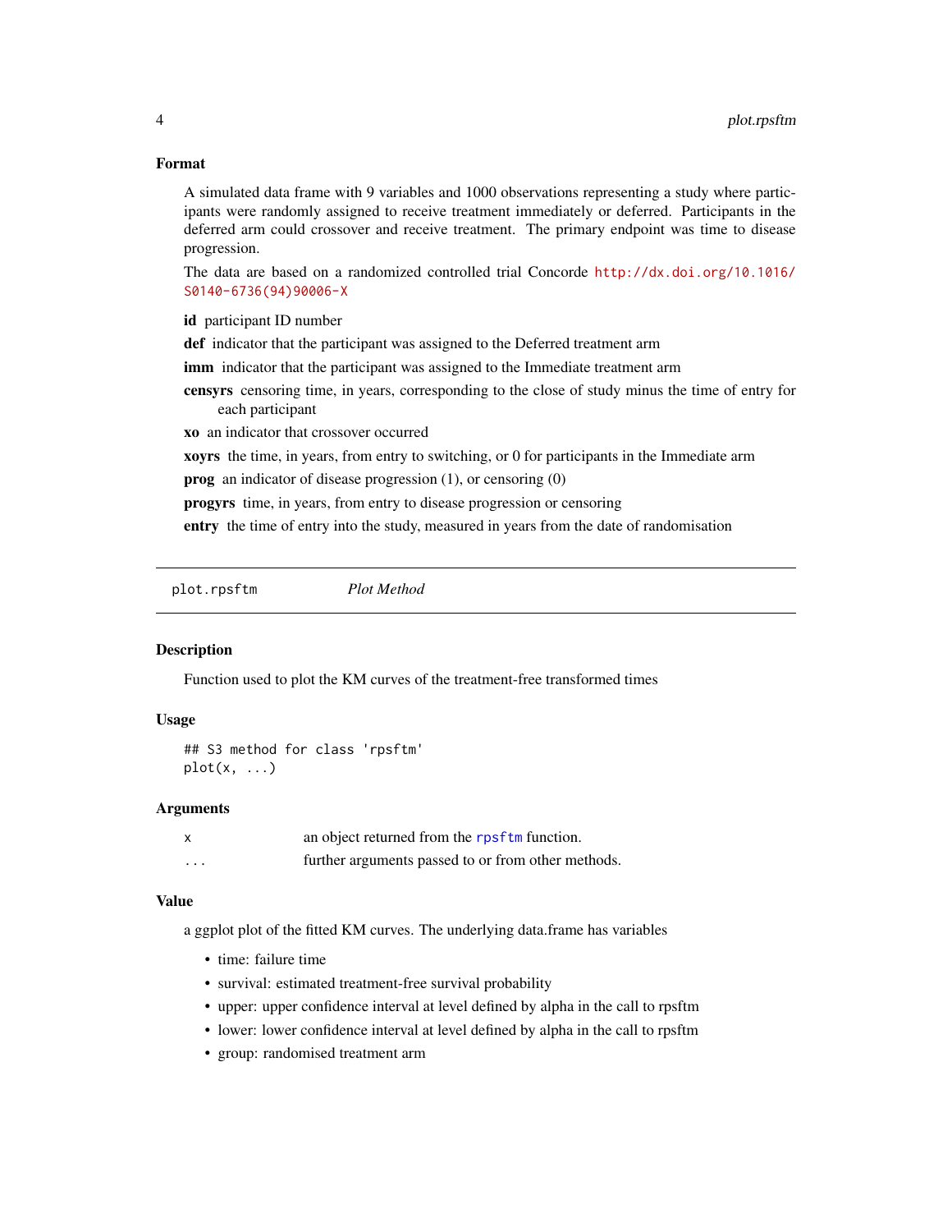### Format

A simulated data frame with 9 variables and 1000 observations representing a study where participants were randomly assigned to receive treatment immediately or deferred. Participants in the deferred arm could crossover and receive treatment. The primary endpoint was time to disease progression.

The data are based on a randomized controlled trial Concorde http://dx.doi.org/10.1016/S0140-6736(94)90006-X

- **id** participant ID number
- **def** indicator that the participant was assigned to the Deferred treatment arm
- **imm** indicator that the participant was assigned to the Immediate treatment arm
- **censyrs** censoring time, in years, corresponding to the close of study minus the time of entry for each participant
- **xo** an indicator that crossover occurred
- **xoyrs** the time, in years, from entry to switching, or 0 for participants in the Immediate arm
- **prog** an indicator of disease progression (1), or censoring (0)
- **progyrs** time, in years, from entry to disease progression or censoring
- **entry** the time of entry into the study, measured in years from the date of randomisation

---

## plot.rpsftm *Plot Method*

---

### Description

Function used to plot the KM curves of the treatment-free transformed times

### Usage

```
## S3 method for class 'rpsftm'
plot(x, ...)
```

### Arguments

| | |
|---|---|
| x | an object returned from the rpsftm function. |
| ... | further arguments passed to or from other methods. |

### Value

a ggplot plot of the fitted KM curves. The underlying data.frame has variables

- time: failure time
- survival: estimated treatment-free survival probability
- upper: upper confidence interval at level defined by alpha in the call to rpsftm
- lower: lower confidence interval at level defined by alpha in the call to rpsftm
- group: randomised treatment arm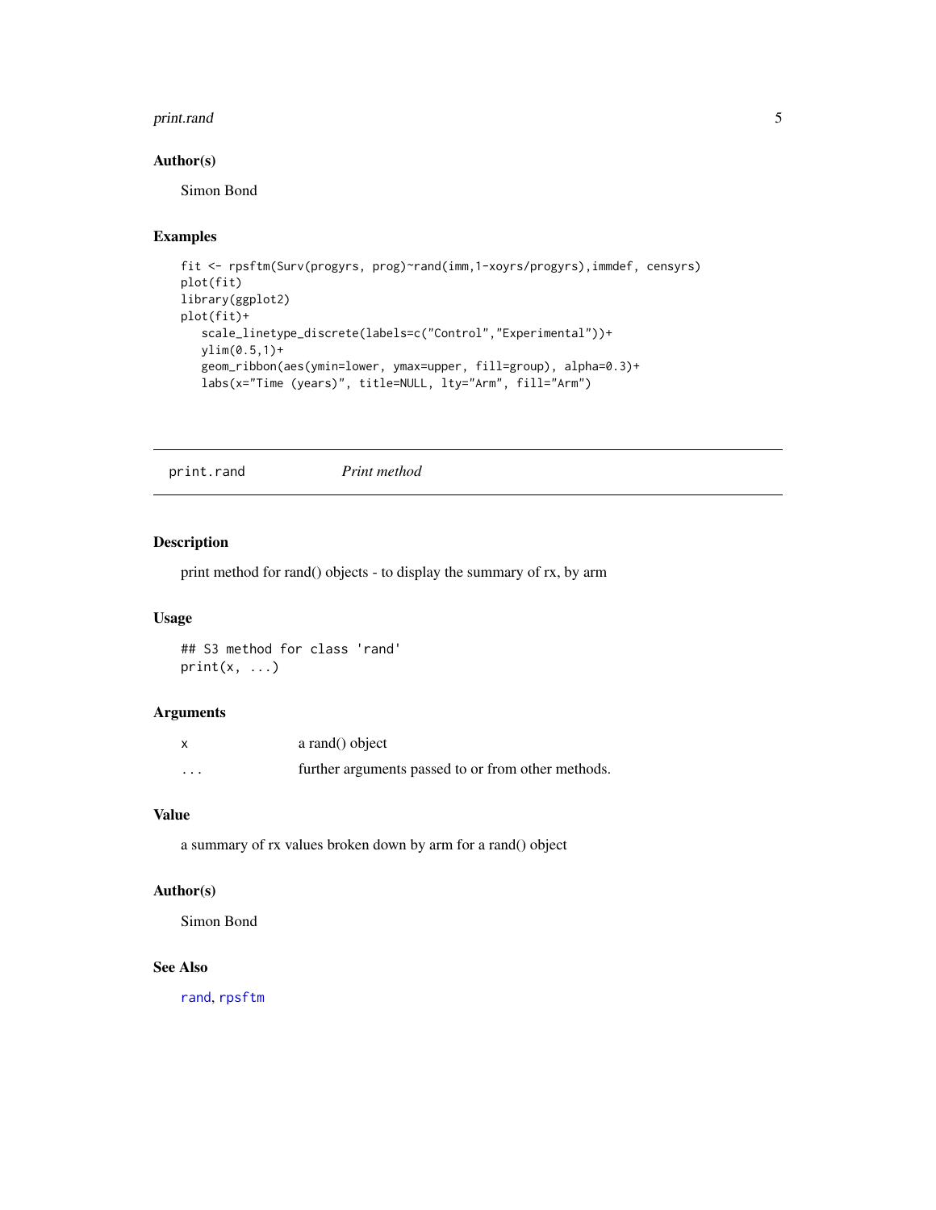### Author(s)

Simon Bond

### Examples

```
fit <- rpsftm(Surv(progyrs, prog)~rand(imm,1-xoyrs/progyrs),immdef, censyrs)
plot(fit)
library(ggplot2)
plot(fit)+
   scale_linetype_discrete(labels=c("Control","Experimental"))+
   ylim(0.5,1)+
   geom_ribbon(aes(ymin=lower, ymax=upper, fill=group), alpha=0.3)+
   labs(x="Time (years)", title=NULL, lty="Arm", fill="Arm")
```

---

## print.rand    *Print method*

---

### Description

print method for rand() objects - to display the summary of rx, by arm

### Usage

```
## S3 method for class 'rand'
print(x, ...)
```

### Arguments

| | |
|---|---|
| x | a rand() object |
| ... | further arguments passed to or from other methods. |

### Value

a summary of rx values broken down by arm for a rand() object

### Author(s)

Simon Bond

### See Also

rand, rpsftm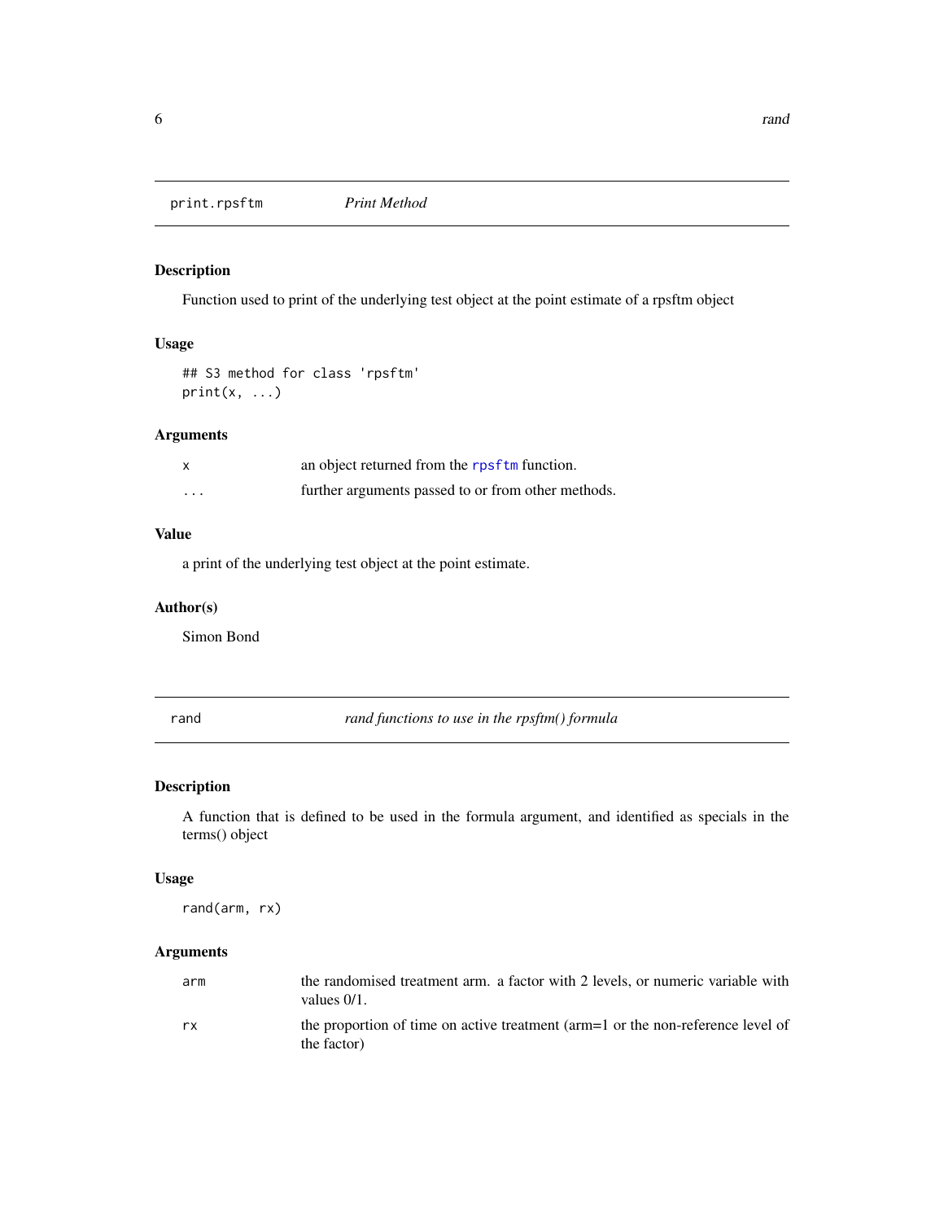## print.rpsftm *Print Method*

### Description

Function used to print of the underlying test object at the point estimate of a rpsftm object

### Usage

```
## S3 method for class 'rpsftm'
print(x, ...)
```

### Arguments

| | |
|---|---|
| x | an object returned from the rpsftm function. |
| ... | further arguments passed to or from other methods. |

### Value

a print of the underlying test object at the point estimate.

### Author(s)

Simon Bond

## rand *rand functions to use in the rpsftm() formula*

### Description

A function that is defined to be used in the formula argument, and identified as specials in the terms() object

### Usage

```
rand(arm, rx)
```

### Arguments

| | |
|---|---|
| arm | the randomised treatment arm. a factor with 2 levels, or numeric variable with values 0/1. |
| rx | the proportion of time on active treatment (arm=1 or the non-reference level of the factor) |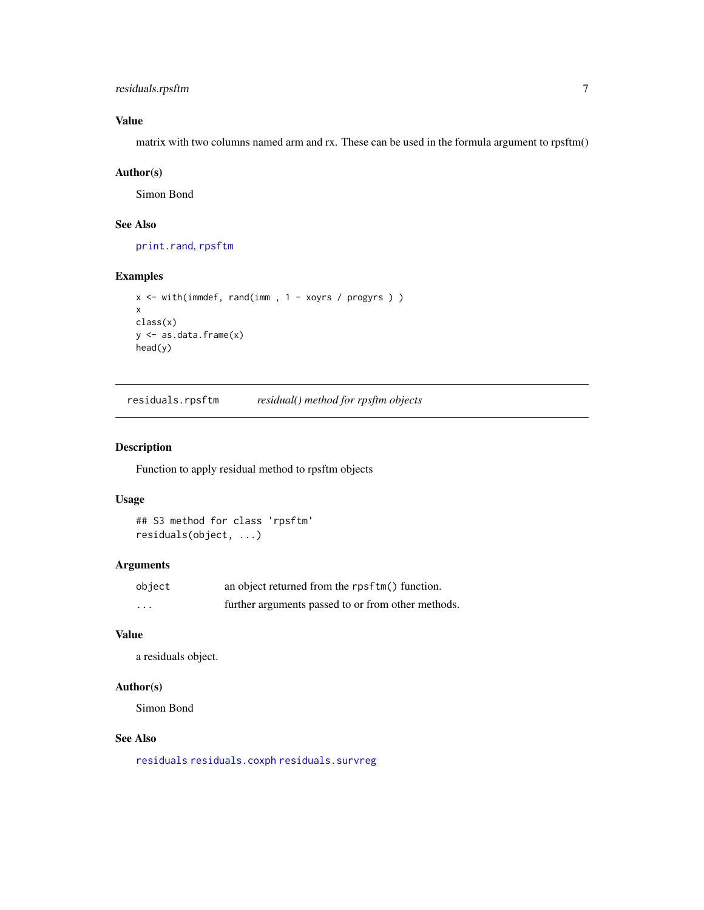### Value

matrix with two columns named arm and rx. These can be used in the formula argument to rpsftm()

### Author(s)

Simon Bond

### See Also

print.rand, rpsftm

### Examples

```
x <- with(immdef, rand(imm , 1 - xoyrs / progyrs ) )
x
class(x)
y <- as.data.frame(x)
head(y)
```

---

## residuals.rpsftm *residual() method for rpsftm objects*

---

### Description

Function to apply residual method to rpsftm objects

### Usage

```
## S3 method for class 'rpsftm'
residuals(object, ...)
```

### Arguments

| | |
|---|---|
| object | an object returned from the rpsftm() function. |
| ... | further arguments passed to or from other methods. |

### Value

a residuals object.

### Author(s)

Simon Bond

### See Also

residuals residuals.coxph residuals.survreg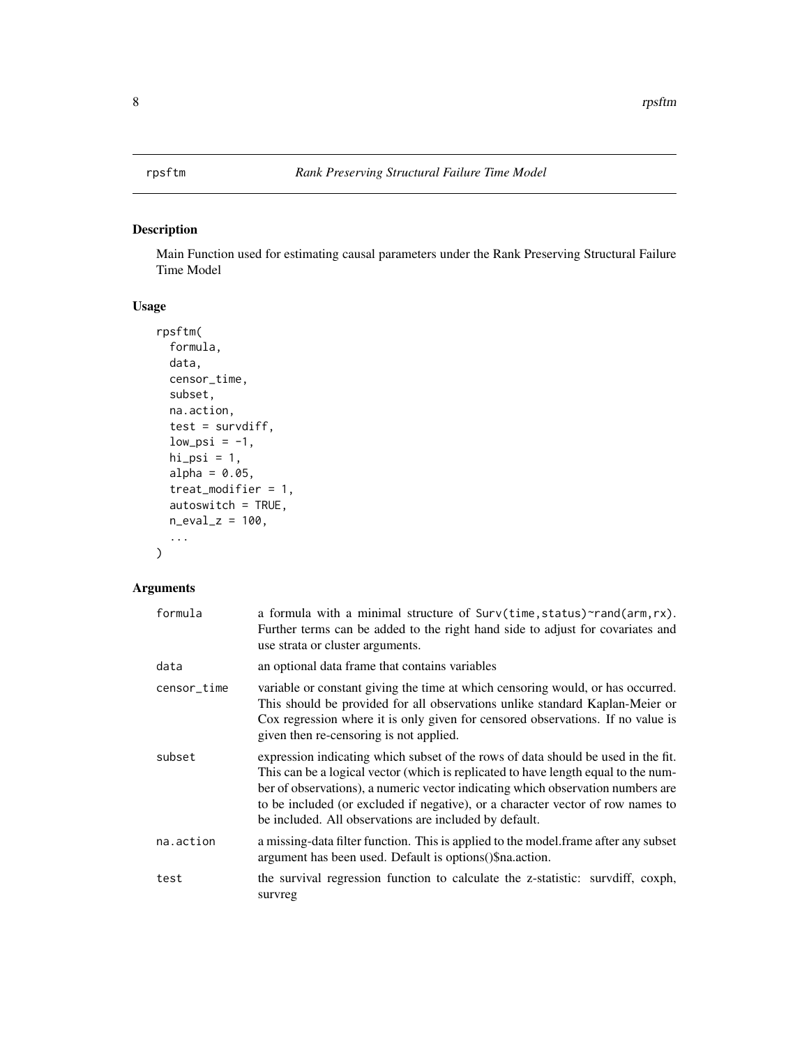# rpsftm — *Rank Preserving Structural Failure Time Model*

## Description

Main Function used for estimating causal parameters under the Rank Preserving Structural Failure Time Model

## Usage

```
rpsftm(
  formula,
  data,
  censor_time,
  subset,
  na.action,
  test = survdiff,
  low_psi = -1,
  hi_psi = 1,
  alpha = 0.05,
  treat_modifier = 1,
  autoswitch = TRUE,
  n_eval_z = 100,
  ...
)
```

## Arguments

| | |
|---|---|
| `formula` | a formula with a minimal structure of `Surv(time,status)~rand(arm,rx)`. Further terms can be added to the right hand side to adjust for covariates and use strata or cluster arguments. |
| `data` | an optional data frame that contains variables |
| `censor_time` | variable or constant giving the time at which censoring would, or has occurred. This should be provided for all observations unlike standard Kaplan-Meier or Cox regression where it is only given for censored observations. If no value is given then re-censoring is not applied. |
| `subset` | expression indicating which subset of the rows of data should be used in the fit. This can be a logical vector (which is replicated to have length equal to the number of observations), a numeric vector indicating which observation numbers are to be included (or excluded if negative), or a character vector of row names to be included. All observations are included by default. |
| `na.action` | a missing-data filter function. This is applied to the model.frame after any subset argument has been used. Default is options()$na.action. |
| `test` | the survival regression function to calculate the z-statistic: survdiff, coxph, survreg |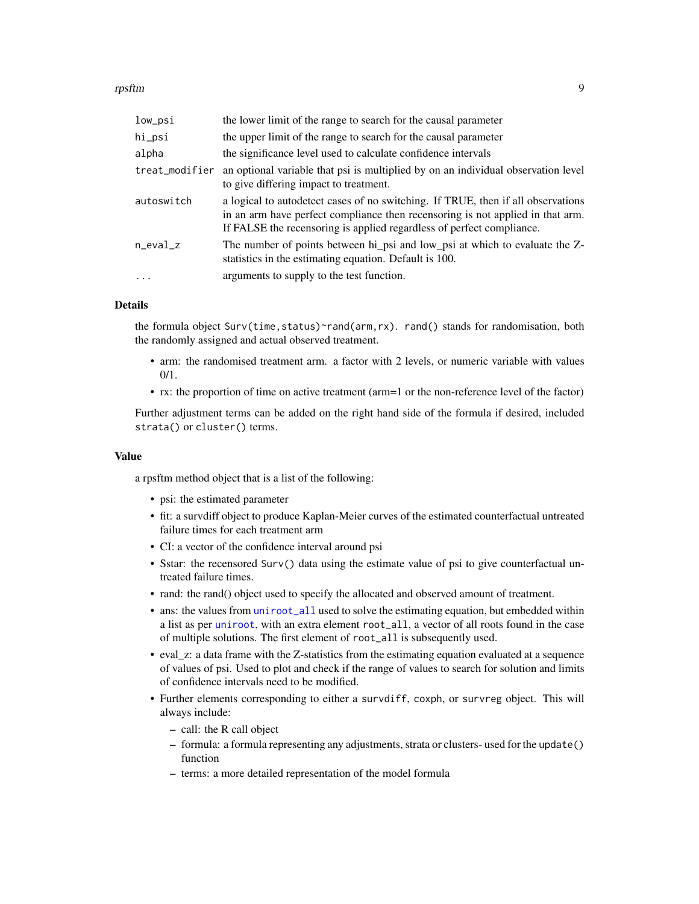| | |
|---|---|
| low_psi | the lower limit of the range to search for the causal parameter |
| hi_psi | the upper limit of the range to search for the causal parameter |
| alpha | the significance level used to calculate confidence intervals |
| treat_modifier | an optional variable that psi is multiplied by on an individual observation level to give differing impact to treatment. |
| autoswitch | a logical to autodetect cases of no switching. If TRUE, then if all observations in an arm have perfect compliance then recensoring is not applied in that arm. If FALSE the recensoring is applied regardless of perfect compliance. |
| n_eval_z | The number of points between hi_psi and low_psi at which to evaluate the Z-statistics in the estimating equation. Default is 100. |
| ... | arguments to supply to the test function. |

### Details

the formula object `Surv(time,status)~rand(arm,rx)`. `rand()` stands for randomisation, both the randomly assigned and actual observed treatment.

- arm: the randomised treatment arm. a factor with 2 levels, or numeric variable with values 0/1.
- rx: the proportion of time on active treatment (arm=1 or the non-reference level of the factor)

Further adjustment terms can be added on the right hand side of the formula if desired, included `strata()` or `cluster()` terms.

### Value

a rpsftm method object that is a list of the following:

- psi: the estimated parameter
- fit: a survdiff object to produce Kaplan-Meier curves of the estimated counterfactual untreated failure times for each treatment arm
- CI: a vector of the confidence interval around psi
- Sstar: the recensored `Surv()` data using the estimate value of psi to give counterfactual untreated failure times.
- rand: the rand() object used to specify the allocated and observed amount of treatment.
- ans: the values from `uniroot_all` used to solve the estimating equation, but embedded within a list as per `uniroot`, with an extra element `root_all`, a vector of all roots found in the case of multiple solutions. The first element of `root_all` is subsequently used.
- eval_z: a data frame with the Z-statistics from the estimating equation evaluated at a sequence of values of psi. Used to plot and check if the range of values to search for solution and limits of confidence intervals need to be modified.
- Further elements corresponding to either a `survdiff`, `coxph`, or `survreg` object. This will always include:
  - call: the R call object
  - formula: a formula representing any adjustments, strata or clusters- used for the `update()` function
  - terms: a more detailed representation of the model formula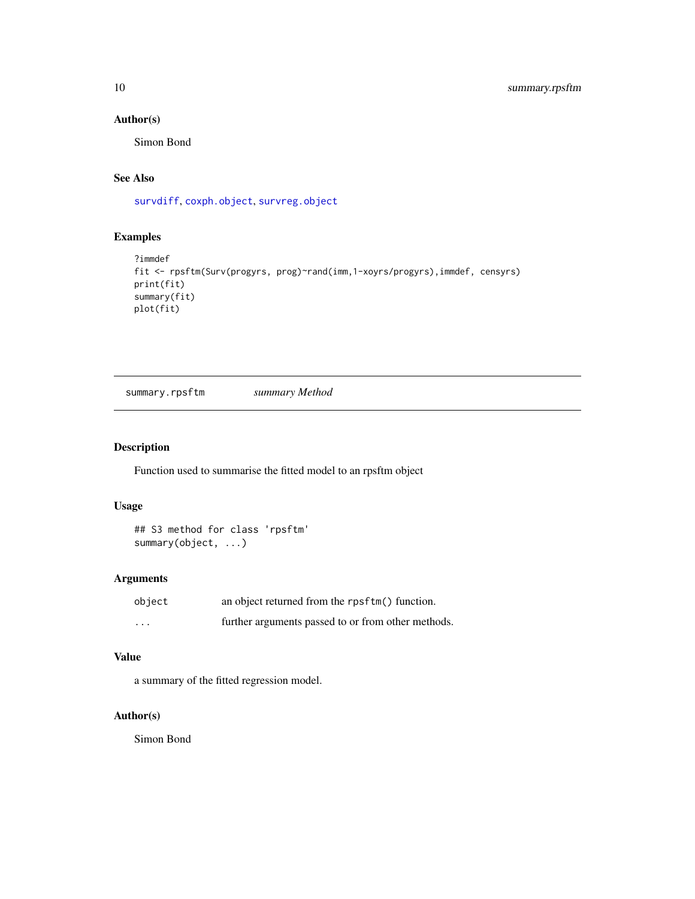### Author(s)

Simon Bond

### See Also

survdiff, coxph.object, survreg.object

### Examples

```
?immdef
fit <- rpsftm(Surv(progyrs, prog)~rand(imm,1-xoyrs/progyrs),immdef, censyrs)
print(fit)
summary(fit)
plot(fit)
```

---

## summary.rpsftm *summary Method*

---

### Description

Function used to summarise the fitted model to an rpsftm object

### Usage

```
## S3 method for class 'rpsftm'
summary(object, ...)
```

### Arguments

| | |
|---|---|
| `object` | an object returned from the `rpsftm()` function. |
| `...` | further arguments passed to or from other methods. |

### Value

a summary of the fitted regression model.

### Author(s)

Simon Bond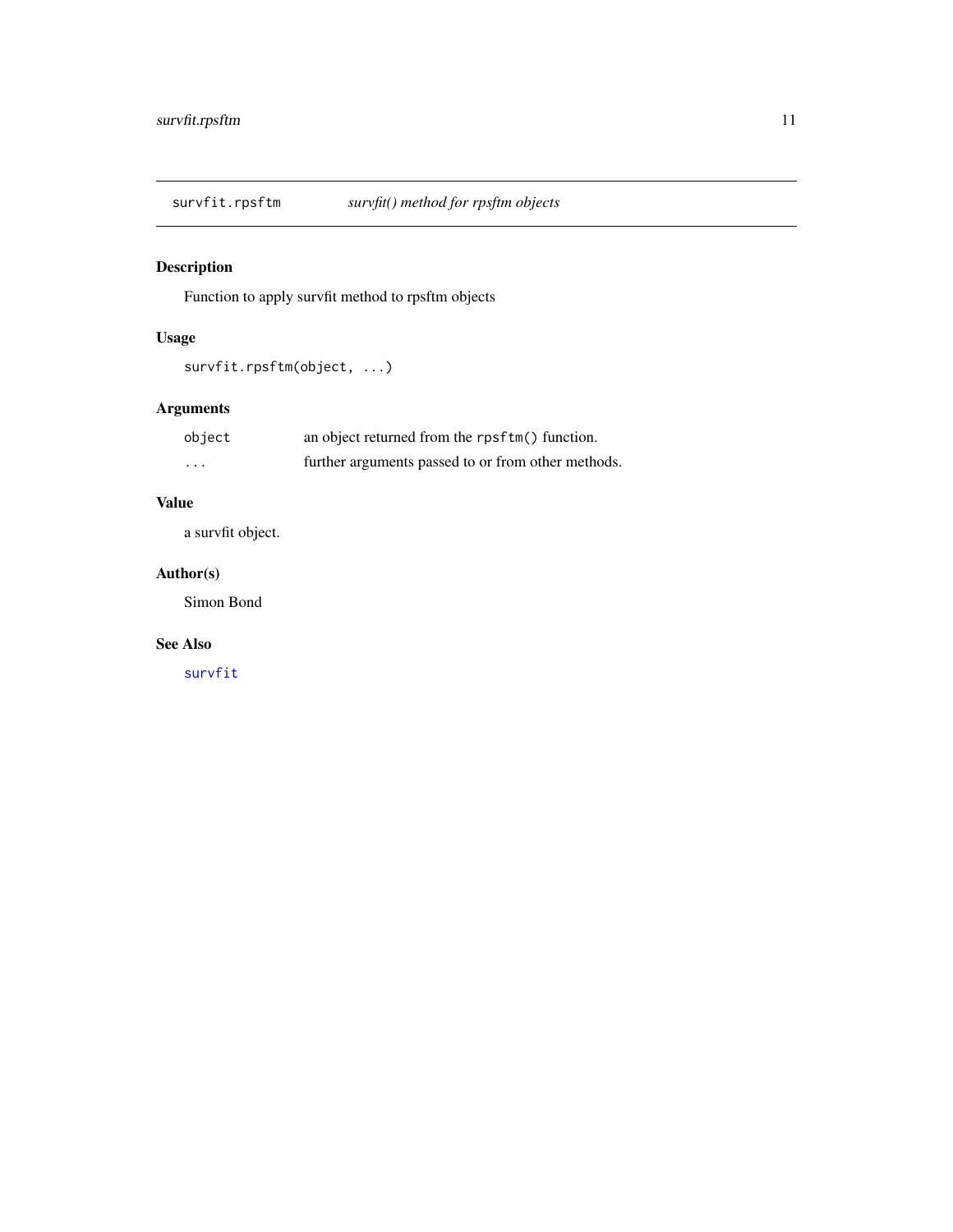## survfit.rpsftm — *survfit() method for rpsftm objects*

### Description

Function to apply survfit method to rpsftm objects

### Usage

```
survfit.rpsftm(object, ...)
```

### Arguments

| | |
|---|---|
| `object` | an object returned from the `rpsftm()` function. |
| `...` | further arguments passed to or from other methods. |

### Value

a survfit object.

### Author(s)

Simon Bond

### See Also

`survfit`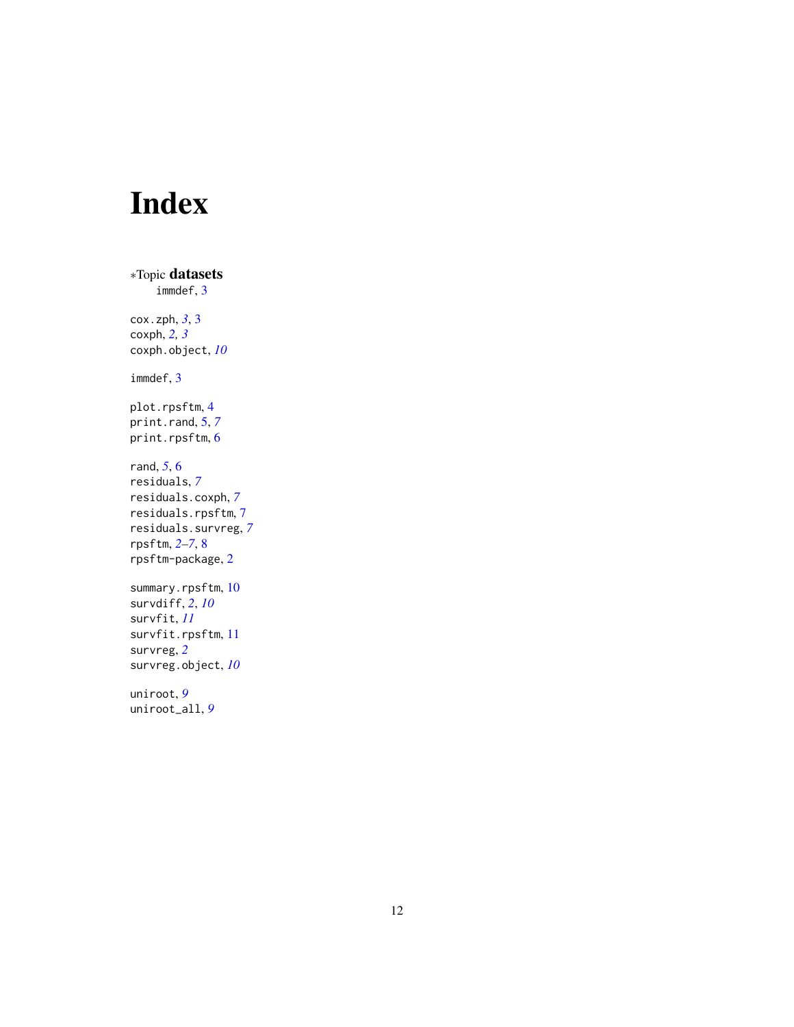# Index

*Topic **datasets**
    immdef, 3

cox.zph, *3*, 3
coxph, *2, 3*
coxph.object, *10*

immdef, 3

plot.rpsftm, 4
print.rand, 5, *7*
print.rpsftm, 6

rand, *5*, 6
residuals, *7*
residuals.coxph, *7*
residuals.rpsftm, 7
residuals.survreg, *7*
rpsftm, *2–7*, 8
rpsftm-package, 2

summary.rpsftm, 10
survdiff, *2*, *10*
survfit, *11*
survfit.rpsftm, 11
survreg, *2*
survreg.object, *10*

uniroot, *9*
uniroot_all, *9*